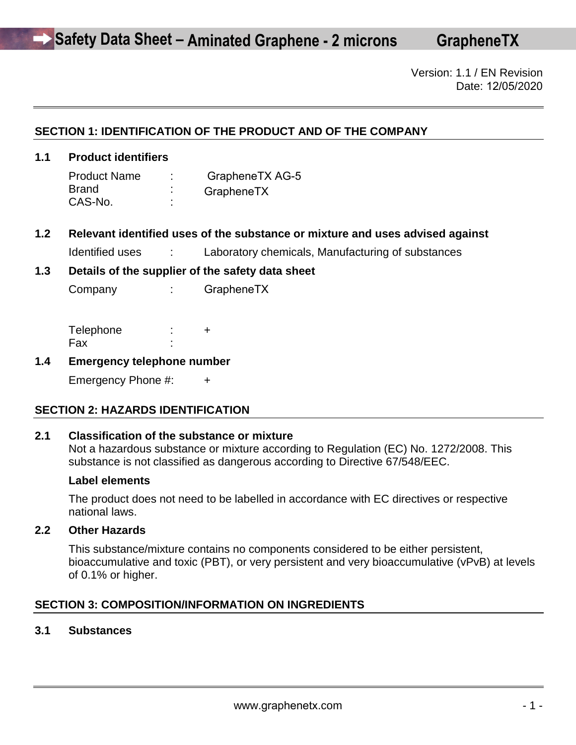# Safety Data Sheet – Aminated Graphene - 2 microns GrapheneTX

Version: 1.1 / EN Revision
Date: 12/05/2020

## SECTION 1: IDENTIFICATION OF THE PRODUCT AND OF THE COMPANY

### 1.1 Product identifiers

Product Name : GrapheneTX AG-5
Brand : GrapheneTX
CAS-No. :

### 1.2 Relevant identified uses of the substance or mixture and uses advised against

Identified uses : Laboratory chemicals, Manufacturing of substances

### 1.3 Details of the supplier of the safety data sheet

Company : GrapheneTX

Telephone : +
Fax :

### 1.4 Emergency telephone number

Emergency Phone #: +

## SECTION 2: HAZARDS IDENTIFICATION

### 2.1 Classification of the substance or mixture

Not a hazardous substance or mixture according to Regulation (EC) No. 1272/2008. This substance is not classified as dangerous according to Directive 67/548/EEC.

**Label elements**

The product does not need to be labelled in accordance with EC directives or respective national laws.

### 2.2 Other Hazards

This substance/mixture contains no components considered to be either persistent, bioaccumulative and toxic (PBT), or very persistent and very bioaccumulative (vPvB) at levels of 0.1% or higher.

## SECTION 3: COMPOSITION/INFORMATION ON INGREDIENTS

### 3.1 Substances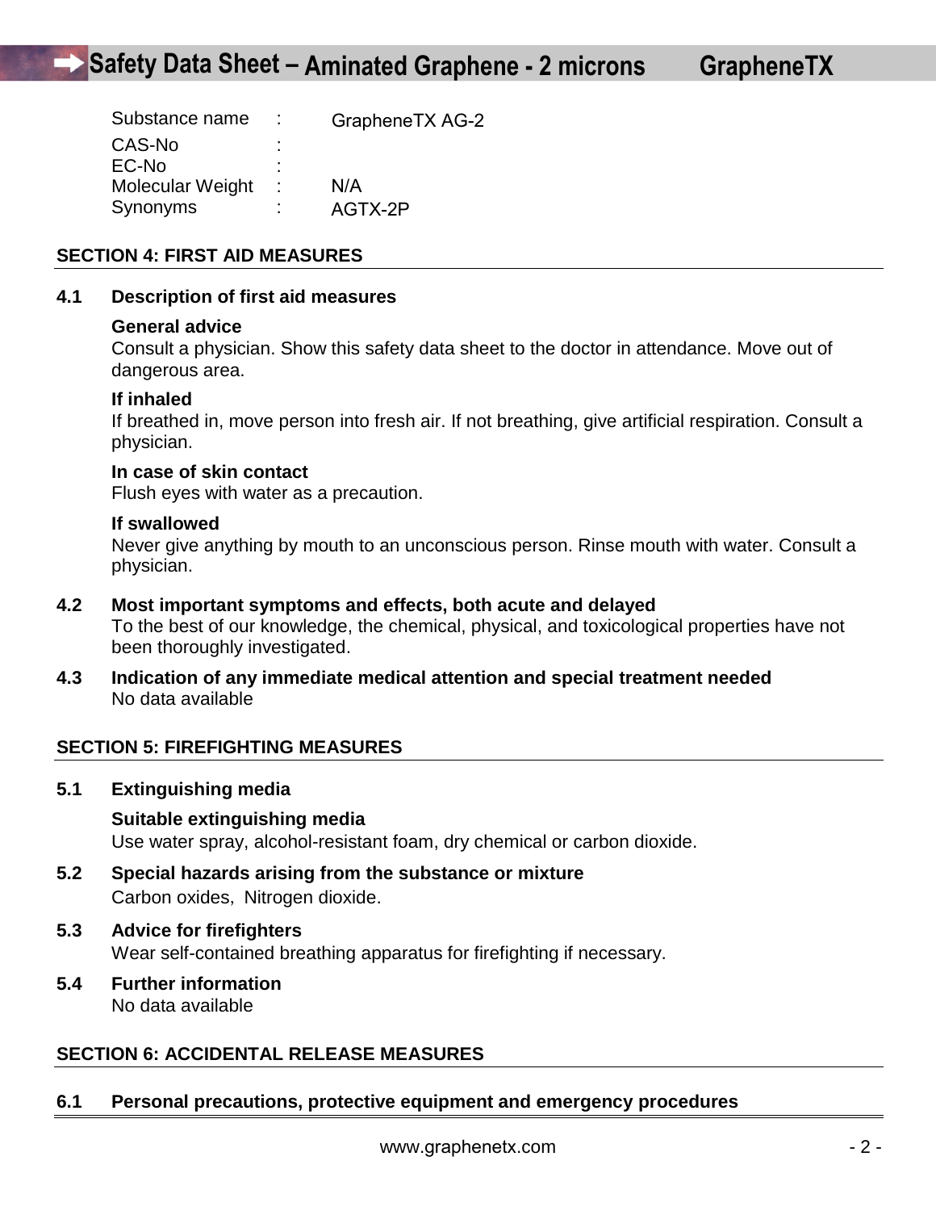| Substance name | : | GrapheneTX AG-2 |
|---|---|---|
| CAS-No | : | |
| EC-No | : | |
| Molecular Weight | : | N/A |
| Synonyms | : | AGTX-2P |

## SECTION 4: FIRST AID MEASURES

### 4.1 Description of first aid measures

**General advice**
Consult a physician. Show this safety data sheet to the doctor in attendance. Move out of dangerous area.

**If inhaled**
If breathed in, move person into fresh air. If not breathing, give artificial respiration. Consult a physician.

**In case of skin contact**
Flush eyes with water as a precaution.

**If swallowed**
Never give anything by mouth to an unconscious person. Rinse mouth with water. Consult a physician.

### 4.2 Most important symptoms and effects, both acute and delayed

To the best of our knowledge, the chemical, physical, and toxicological properties have not been thoroughly investigated.

### 4.3 Indication of any immediate medical attention and special treatment needed

No data available

## SECTION 5: FIREFIGHTING MEASURES

### 5.1 Extinguishing media

**Suitable extinguishing media**
Use water spray, alcohol-resistant foam, dry chemical or carbon dioxide.

### 5.2 Special hazards arising from the substance or mixture

Carbon oxides, Nitrogen dioxide.

### 5.3 Advice for firefighters

Wear self-contained breathing apparatus for firefighting if necessary.

### 5.4 Further information

No data available

## SECTION 6: ACCIDENTAL RELEASE MEASURES

### 6.1 Personal precautions, protective equipment and emergency procedures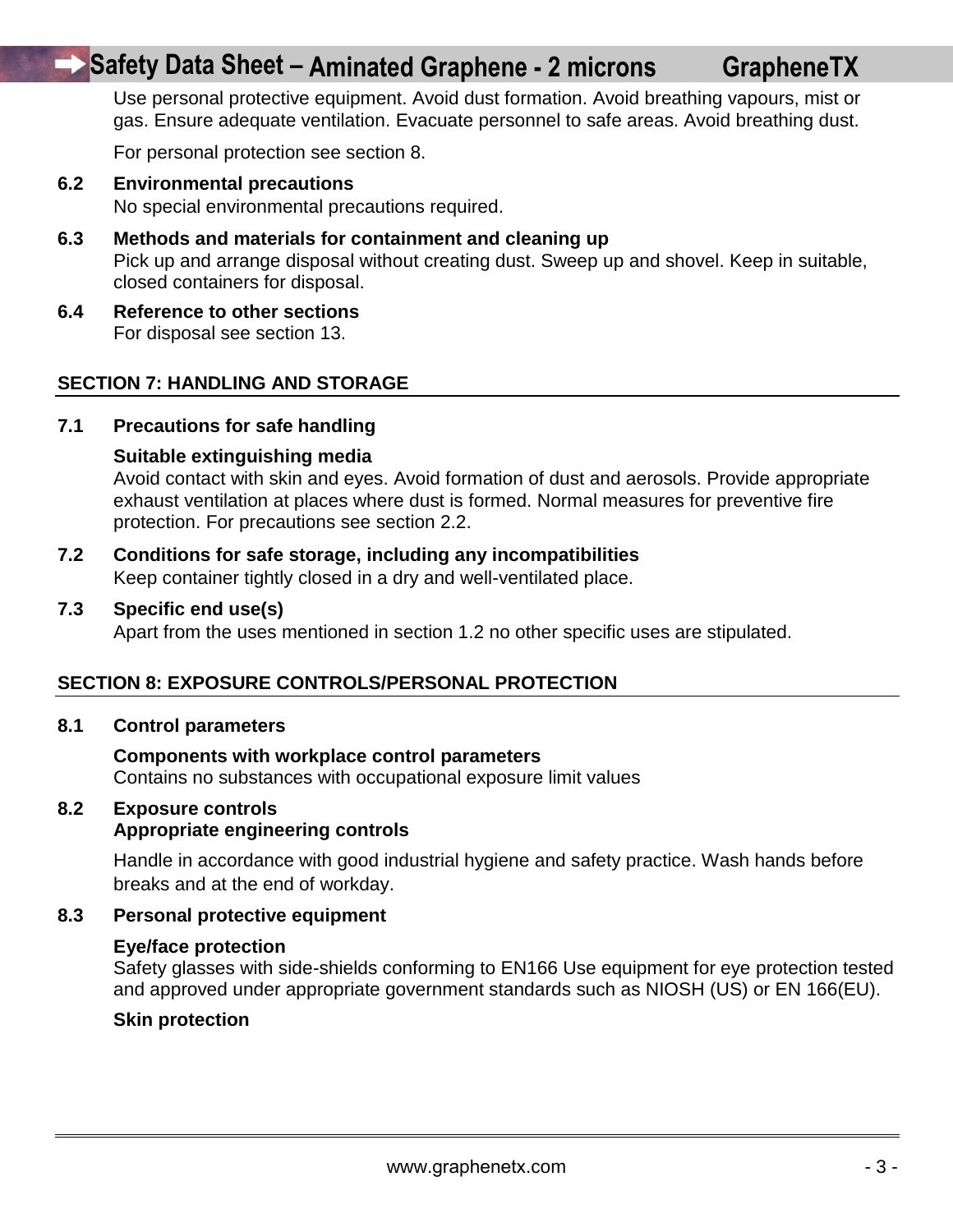Use personal protective equipment. Avoid dust formation. Avoid breathing vapours, mist or gas. Ensure adequate ventilation. Evacuate personnel to safe areas. Avoid breathing dust.

For personal protection see section 8.

**6.2 Environmental precautions**

No special environmental precautions required.

**6.3 Methods and materials for containment and cleaning up**

Pick up and arrange disposal without creating dust. Sweep up and shovel. Keep in suitable, closed containers for disposal.

**6.4 Reference to other sections**

For disposal see section 13.

## SECTION 7: HANDLING AND STORAGE

**7.1 Precautions for safe handling**

**Suitable extinguishing media**

Avoid contact with skin and eyes. Avoid formation of dust and aerosols. Provide appropriate exhaust ventilation at places where dust is formed. Normal measures for preventive fire protection. For precautions see section 2.2.

**7.2 Conditions for safe storage, including any incompatibilities**

Keep container tightly closed in a dry and well-ventilated place.

**7.3 Specific end use(s)**

Apart from the uses mentioned in section 1.2 no other specific uses are stipulated.

## SECTION 8: EXPOSURE CONTROLS/PERSONAL PROTECTION

**8.1 Control parameters**

**Components with workplace control parameters**

Contains no substances with occupational exposure limit values

**8.2 Exposure controls**

**Appropriate engineering controls**

Handle in accordance with good industrial hygiene and safety practice. Wash hands before breaks and at the end of workday.

**8.3 Personal protective equipment**

**Eye/face protection**

Safety glasses with side-shields conforming to EN166 Use equipment for eye protection tested and approved under appropriate government standards such as NIOSH (US) or EN 166(EU).

**Skin protection**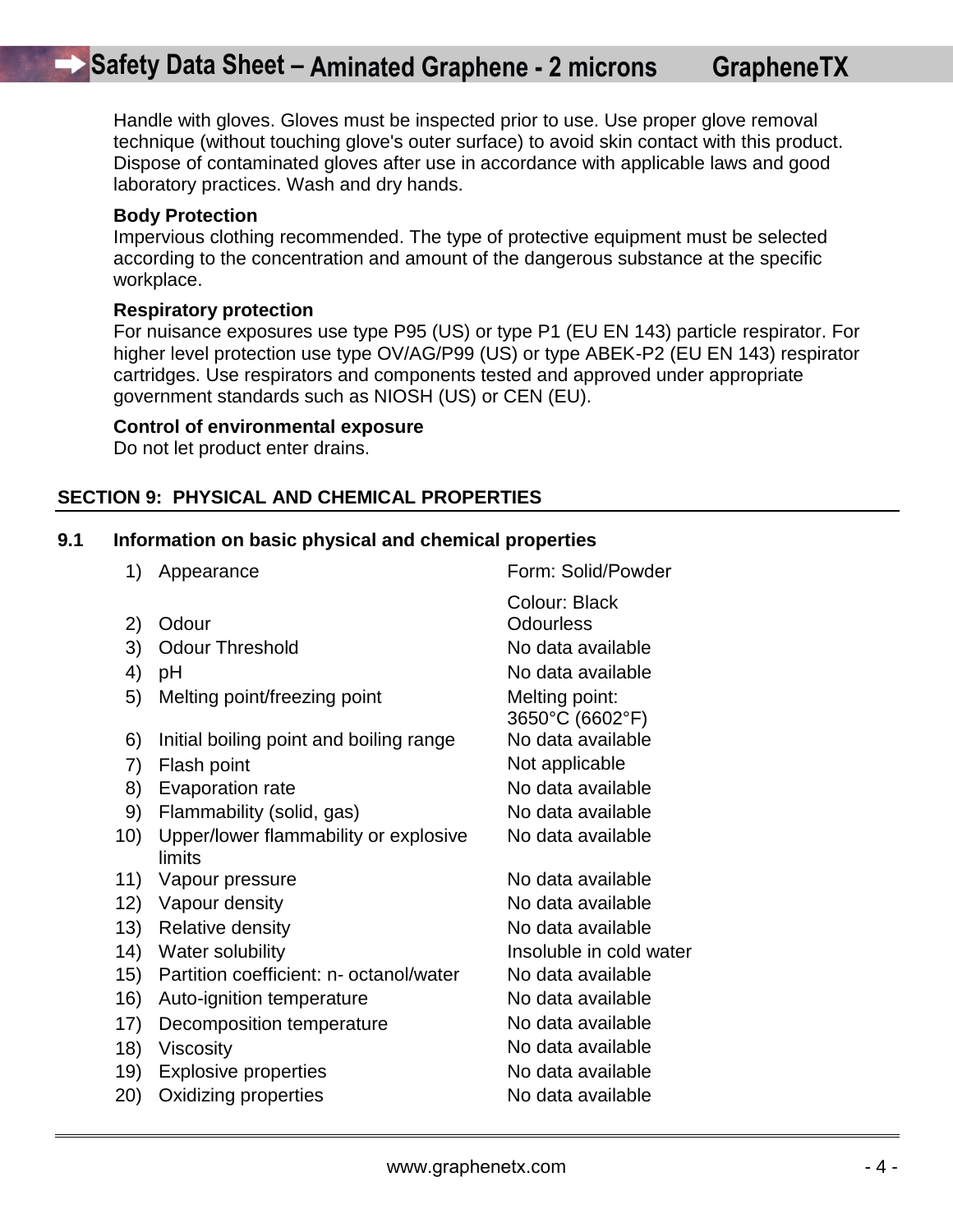Handle with gloves. Gloves must be inspected prior to use. Use proper glove removal technique (without touching glove's outer surface) to avoid skin contact with this product. Dispose of contaminated gloves after use in accordance with applicable laws and good laboratory practices. Wash and dry hands.

**Body Protection**
Impervious clothing recommended. The type of protective equipment must be selected according to the concentration and amount of the dangerous substance at the specific workplace.

**Respiratory protection**
For nuisance exposures use type P95 (US) or type P1 (EU EN 143) particle respirator. For higher level protection use type OV/AG/P99 (US) or type ABEK-P2 (EU EN 143) respirator cartridges. Use respirators and components tested and approved under appropriate government standards such as NIOSH (US) or CEN (EU).

**Control of environmental exposure**
Do not let product enter drains.

## SECTION 9: PHYSICAL AND CHEMICAL PROPERTIES

### 9.1 Information on basic physical and chemical properties

| | Property | Value |
|---|---|---|
| 1) | Appearance | Form: Solid/Powder<br>Colour: Black |
| 2) | Odour | Odourless |
| 3) | Odour Threshold | No data available |
| 4) | pH | No data available |
| 5) | Melting point/freezing point | Melting point: 3650°C (6602°F) |
| 6) | Initial boiling point and boiling range | No data available |
| 7) | Flash point | Not applicable |
| 8) | Evaporation rate | No data available |
| 9) | Flammability (solid, gas) | No data available |
| 10) | Upper/lower flammability or explosive limits | No data available |
| 11) | Vapour pressure | No data available |
| 12) | Vapour density | No data available |
| 13) | Relative density | No data available |
| 14) | Water solubility | Insoluble in cold water |
| 15) | Partition coefficient: n- octanol/water | No data available |
| 16) | Auto-ignition temperature | No data available |
| 17) | Decomposition temperature | No data available |
| 18) | Viscosity | No data available |
| 19) | Explosive properties | No data available |
| 20) | Oxidizing properties | No data available |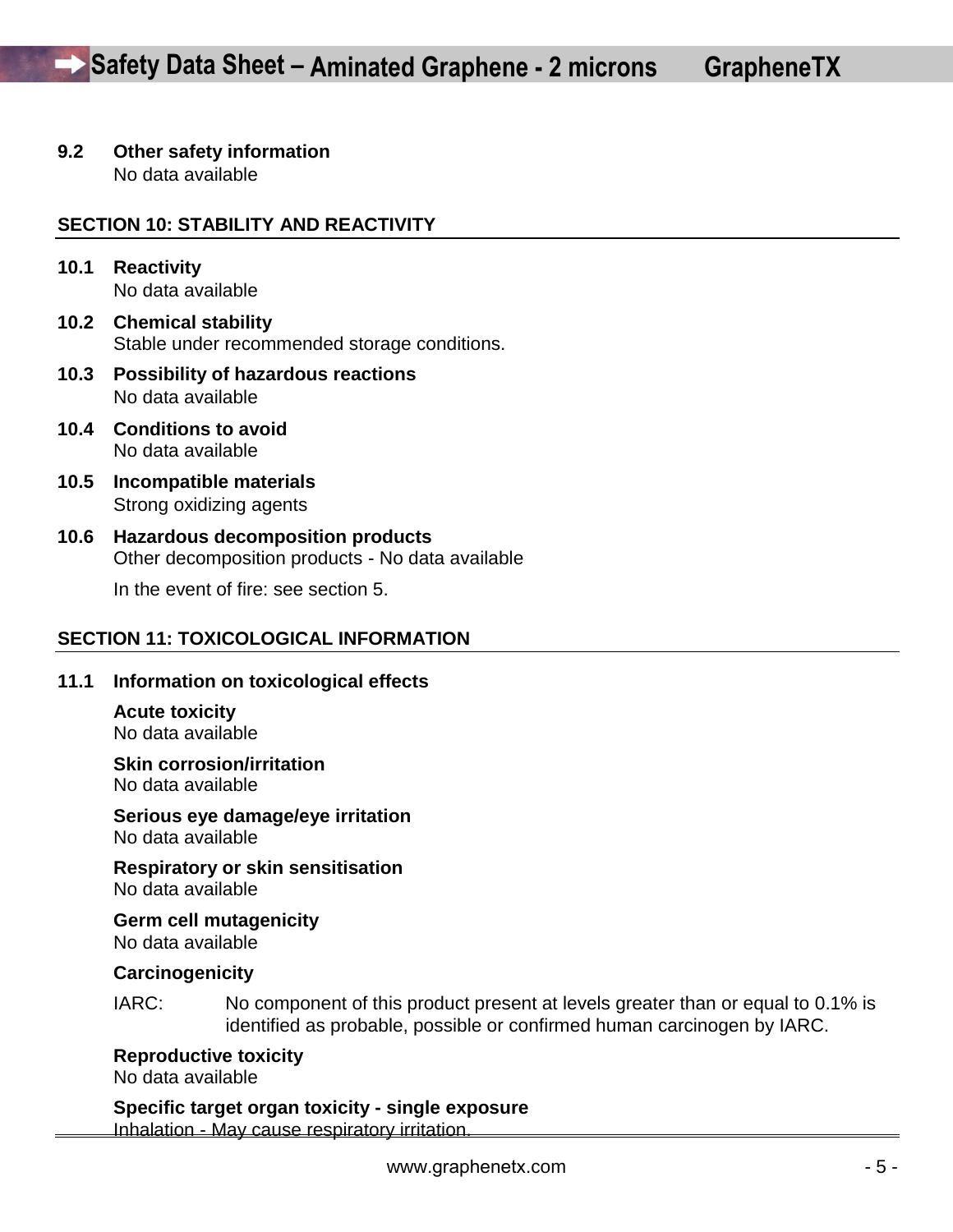### 9.2 Other safety information

No data available

## SECTION 10: STABILITY AND REACTIVITY

### 10.1 Reactivity

No data available

### 10.2 Chemical stability

Stable under recommended storage conditions.

### 10.3 Possibility of hazardous reactions

No data available

### 10.4 Conditions to avoid

No data available

### 10.5 Incompatible materials

Strong oxidizing agents

### 10.6 Hazardous decomposition products

Other decomposition products - No data available

In the event of fire: see section 5.

## SECTION 11: TOXICOLOGICAL INFORMATION

### 11.1 Information on toxicological effects

**Acute toxicity**

No data available

**Skin corrosion/irritation**

No data available

**Serious eye damage/eye irritation**

No data available

**Respiratory or skin sensitisation**

No data available

**Germ cell mutagenicity**

No data available

**Carcinogenicity**

IARC: No component of this product present at levels greater than or equal to 0.1% is identified as probable, possible or confirmed human carcinogen by IARC.

**Reproductive toxicity**

No data available

**Specific target organ toxicity - single exposure**

Inhalation - May cause respiratory irritation.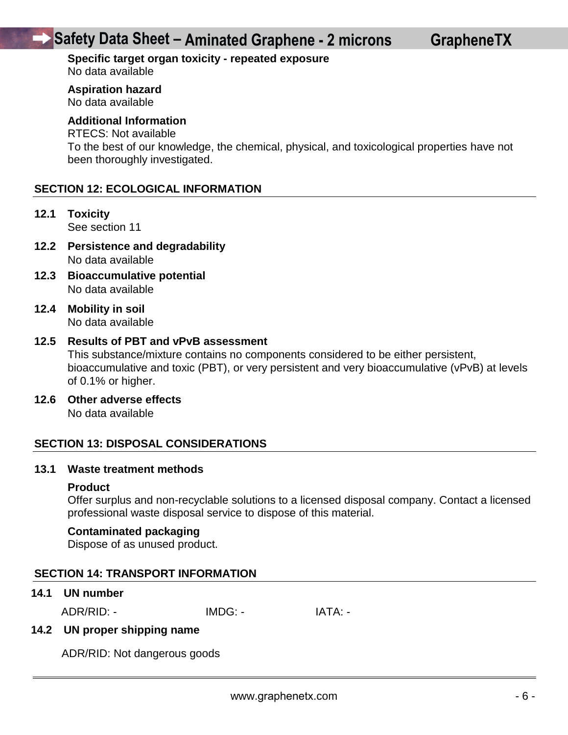**Specific target organ toxicity - repeated exposure**
No data available

**Aspiration hazard**
No data available

**Additional Information**
RTECS: Not available
To the best of our knowledge, the chemical, physical, and toxicological properties have not been thoroughly investigated.

## SECTION 12: ECOLOGICAL INFORMATION

**12.1 Toxicity**
See section 11

**12.2 Persistence and degradability**
No data available

**12.3 Bioaccumulative potential**
No data available

**12.4 Mobility in soil**
No data available

**12.5 Results of PBT and vPvB assessment**
This substance/mixture contains no components considered to be either persistent, bioaccumulative and toxic (PBT), or very persistent and very bioaccumulative (vPvB) at levels of 0.1% or higher.

**12.6 Other adverse effects**
No data available

## SECTION 13: DISPOSAL CONSIDERATIONS

**13.1 Waste treatment methods**

**Product**
Offer surplus and non-recyclable solutions to a licensed disposal company. Contact a licensed professional waste disposal service to dispose of this material.

**Contaminated packaging**
Dispose of as unused product.

## SECTION 14: TRANSPORT INFORMATION

**14.1 UN number**

ADR/RID: - IMDG: - IATA: -

**14.2 UN proper shipping name**

ADR/RID: Not dangerous goods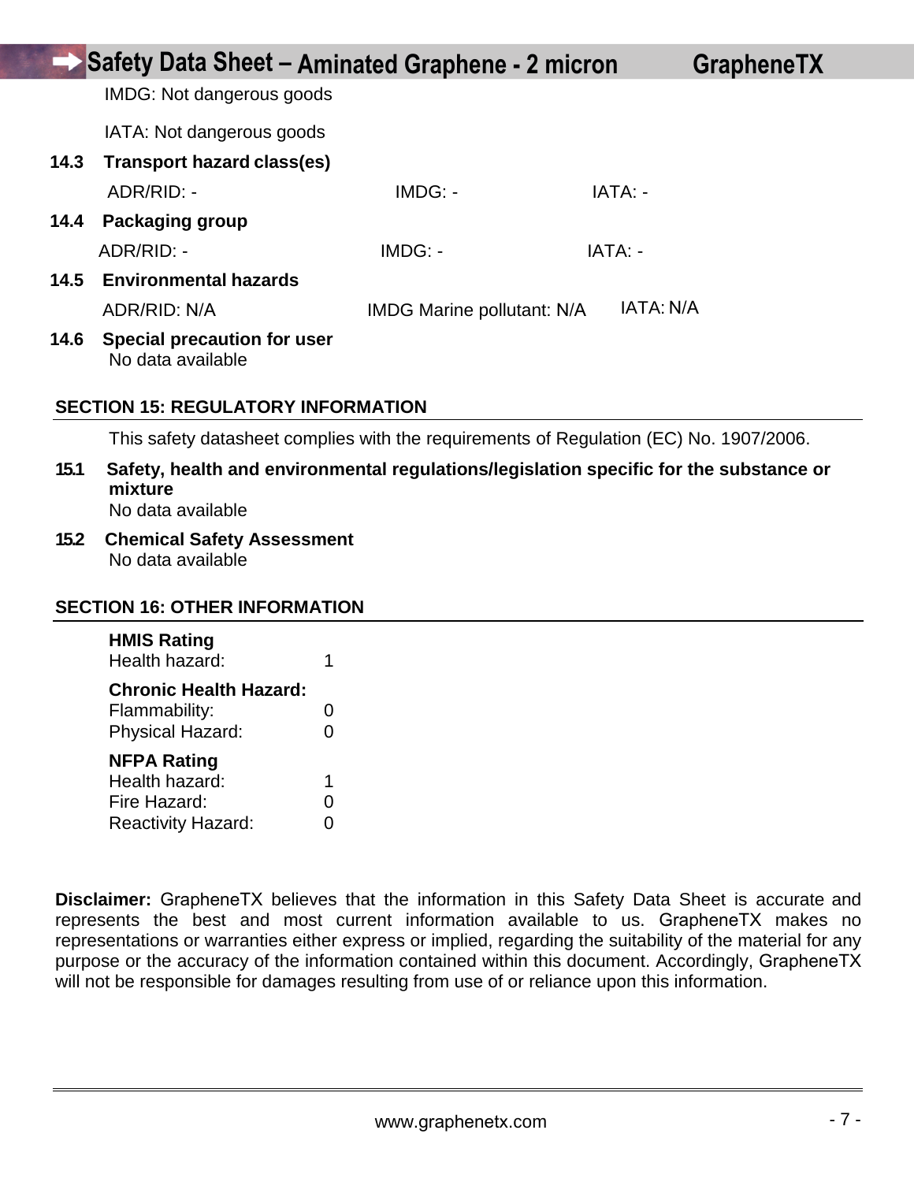IMDG: Not dangerous goods

IATA: Not dangerous goods

**14.3 Transport hazard class(es)**

ADR/RID: - IMDG: - IATA: -

**14.4 Packaging group**

ADR/RID: - IMDG: - IATA: -

**14.5 Environmental hazards**

ADR/RID: N/A IMDG Marine pollutant: N/A IATA: N/A

**14.6 Special precaution for user**

No data available

## SECTION 15: REGULATORY INFORMATION

This safety datasheet complies with the requirements of Regulation (EC) No. 1907/2006.

**15.1 Safety, health and environmental regulations/legislation specific for the substance or mixture**

No data available

**15.2 Chemical Safety Assessment**

No data available

## SECTION 16: OTHER INFORMATION

**HMIS Rating**

Health hazard: 1

**Chronic Health Hazard:**

Flammability: 0

Physical Hazard: 0

**NFPA Rating**

Health hazard: 1

Fire Hazard: 0

Reactivity Hazard: 0

**Disclaimer:** GrapheneTX believes that the information in this Safety Data Sheet is accurate and represents the best and most current information available to us. GrapheneTX makes no representations or warranties either express or implied, regarding the suitability of the material for any purpose or the accuracy of the information contained within this document. Accordingly, GrapheneTX will not be responsible for damages resulting from use of or reliance upon this information.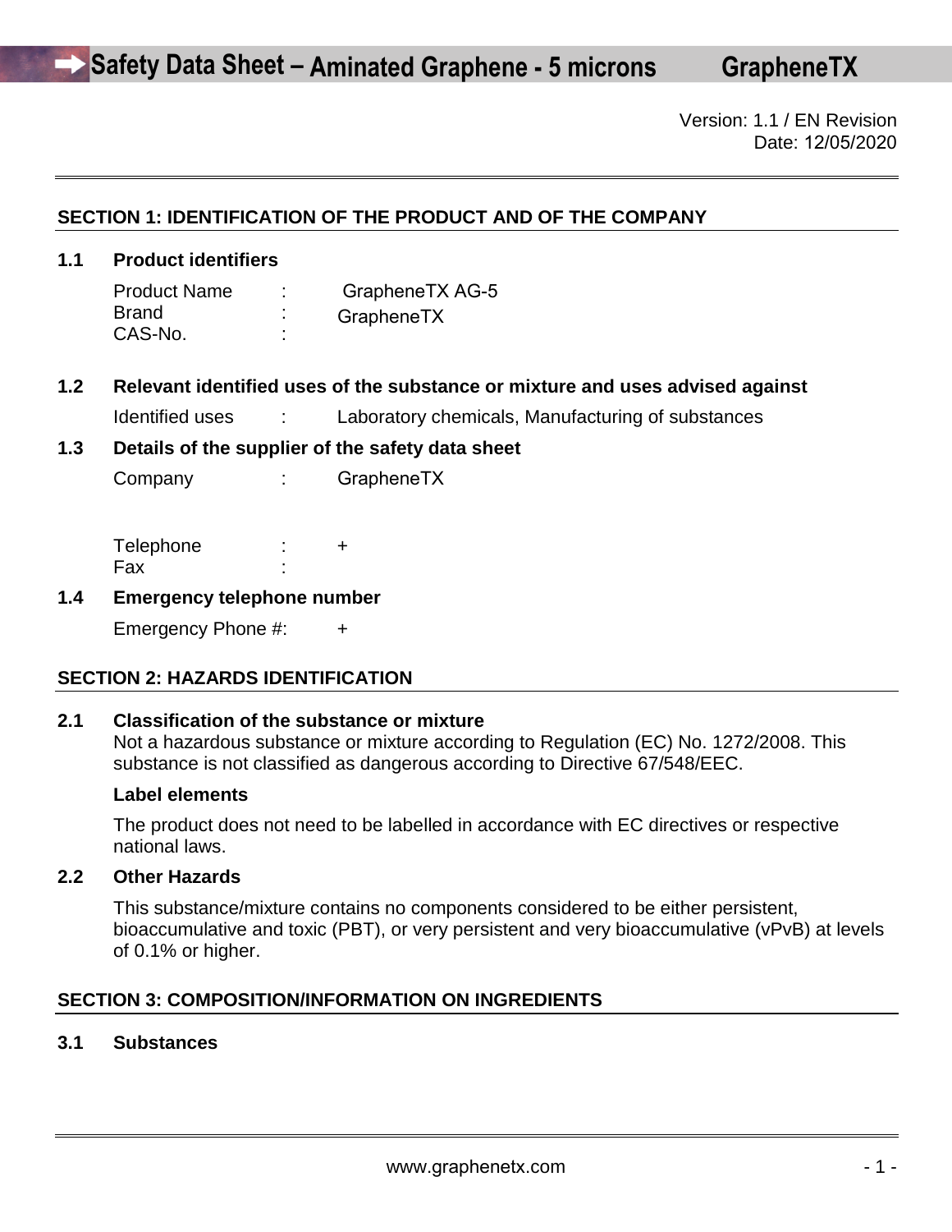# Safety Data Sheet – Aminated Graphene - 5 microns GrapheneTX

Version: 1.1 / EN Revision
Date: 12/05/2020

## SECTION 1: IDENTIFICATION OF THE PRODUCT AND OF THE COMPANY

### 1.1 Product identifiers

Product Name : GrapheneTX AG-5
Brand : GrapheneTX
CAS-No. :

### 1.2 Relevant identified uses of the substance or mixture and uses advised against

Identified uses : Laboratory chemicals, Manufacturing of substances

### 1.3 Details of the supplier of the safety data sheet

Company : GrapheneTX

Telephone : +
Fax :

### 1.4 Emergency telephone number

Emergency Phone #: +

## SECTION 2: HAZARDS IDENTIFICATION

### 2.1 Classification of the substance or mixture

Not a hazardous substance or mixture according to Regulation (EC) No. 1272/2008. This substance is not classified as dangerous according to Directive 67/548/EEC.

**Label elements**

The product does not need to be labelled in accordance with EC directives or respective national laws.

### 2.2 Other Hazards

This substance/mixture contains no components considered to be either persistent, bioaccumulative and toxic (PBT), or very persistent and very bioaccumulative (vPvB) at levels of 0.1% or higher.

## SECTION 3: COMPOSITION/INFORMATION ON INGREDIENTS

### 3.1 Substances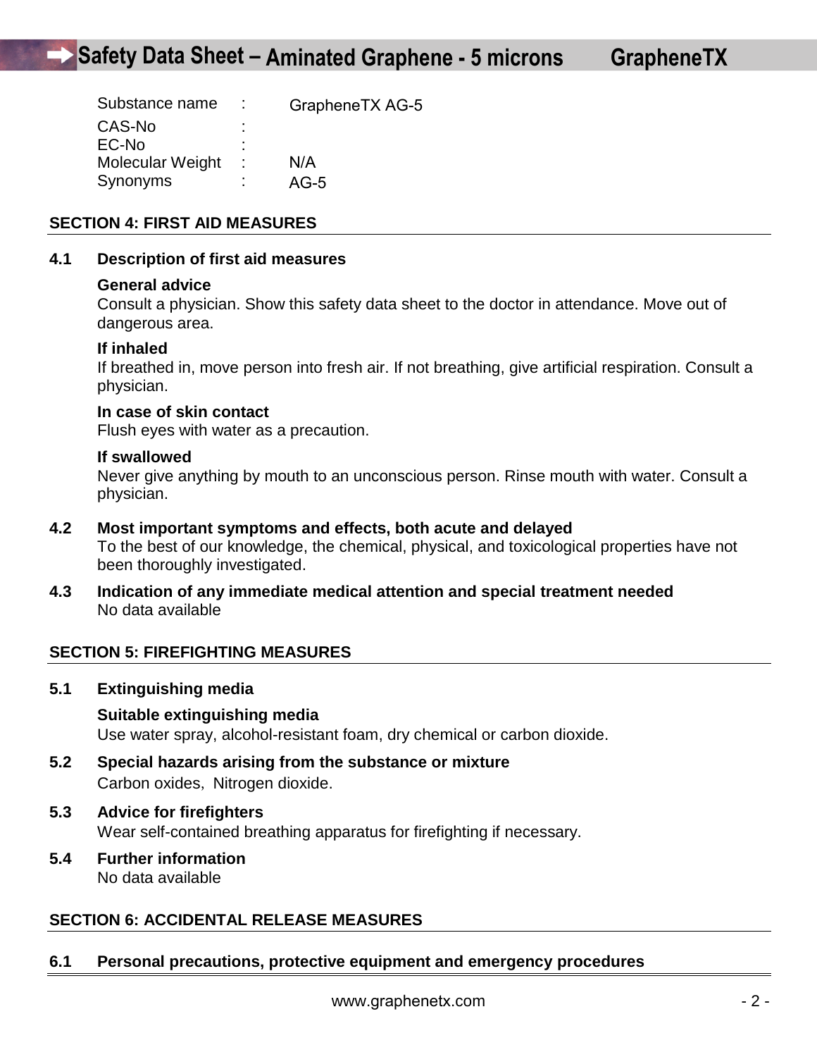| Substance name | : | GrapheneTX AG-5 |
|---|---|---|
| CAS-No | : | |
| EC-No | : | |
| Molecular Weight | : | N/A |
| Synonyms | : | AG-5 |

## SECTION 4: FIRST AID MEASURES

### 4.1 Description of first aid measures

**General advice**
Consult a physician. Show this safety data sheet to the doctor in attendance. Move out of dangerous area.

**If inhaled**
If breathed in, move person into fresh air. If not breathing, give artificial respiration. Consult a physician.

**In case of skin contact**
Flush eyes with water as a precaution.

**If swallowed**
Never give anything by mouth to an unconscious person. Rinse mouth with water. Consult a physician.

### 4.2 Most important symptoms and effects, both acute and delayed

To the best of our knowledge, the chemical, physical, and toxicological properties have not been thoroughly investigated.

### 4.3 Indication of any immediate medical attention and special treatment needed

No data available

## SECTION 5: FIREFIGHTING MEASURES

### 5.1 Extinguishing media

**Suitable extinguishing media**
Use water spray, alcohol-resistant foam, dry chemical or carbon dioxide.

### 5.2 Special hazards arising from the substance or mixture

Carbon oxides, Nitrogen dioxide.

### 5.3 Advice for firefighters

Wear self-contained breathing apparatus for firefighting if necessary.

### 5.4 Further information

No data available

## SECTION 6: ACCIDENTAL RELEASE MEASURES

### 6.1 Personal precautions, protective equipment and emergency procedures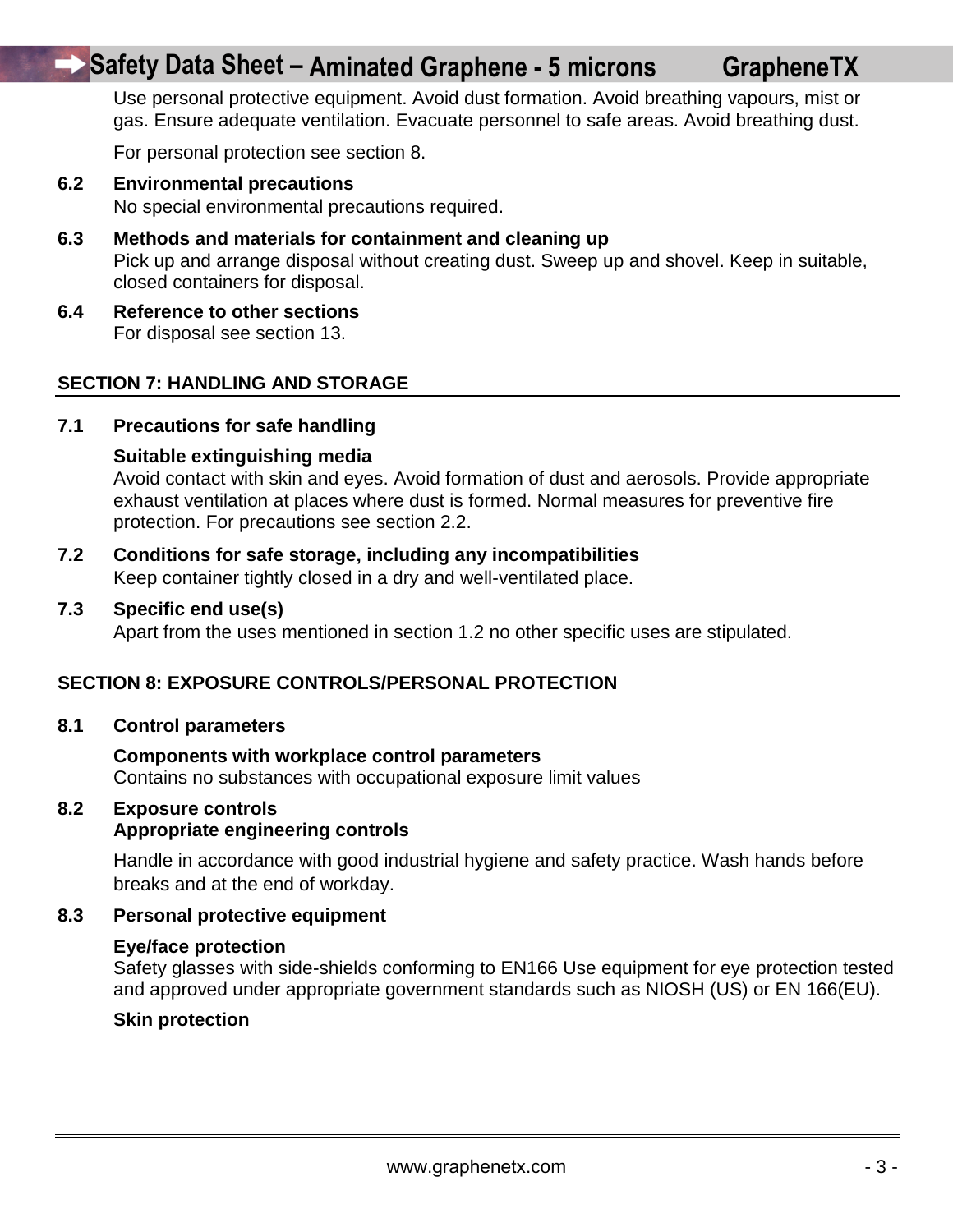Use personal protective equipment. Avoid dust formation. Avoid breathing vapours, mist or gas. Ensure adequate ventilation. Evacuate personnel to safe areas. Avoid breathing dust.

For personal protection see section 8.

**6.2 Environmental precautions**
No special environmental precautions required.

**6.3 Methods and materials for containment and cleaning up**
Pick up and arrange disposal without creating dust. Sweep up and shovel. Keep in suitable, closed containers for disposal.

**6.4 Reference to other sections**
For disposal see section 13.

## SECTION 7: HANDLING AND STORAGE

**7.1 Precautions for safe handling**

**Suitable extinguishing media**
Avoid contact with skin and eyes. Avoid formation of dust and aerosols. Provide appropriate exhaust ventilation at places where dust is formed. Normal measures for preventive fire protection. For precautions see section 2.2.

**7.2 Conditions for safe storage, including any incompatibilities**
Keep container tightly closed in a dry and well-ventilated place.

**7.3 Specific end use(s)**
Apart from the uses mentioned in section 1.2 no other specific uses are stipulated.

## SECTION 8: EXPOSURE CONTROLS/PERSONAL PROTECTION

**8.1 Control parameters**

**Components with workplace control parameters**
Contains no substances with occupational exposure limit values

**8.2 Exposure controls**
**Appropriate engineering controls**

Handle in accordance with good industrial hygiene and safety practice. Wash hands before breaks and at the end of workday.

**8.3 Personal protective equipment**

**Eye/face protection**
Safety glasses with side-shields conforming to EN166 Use equipment for eye protection tested and approved under appropriate government standards such as NIOSH (US) or EN 166(EU).

**Skin protection**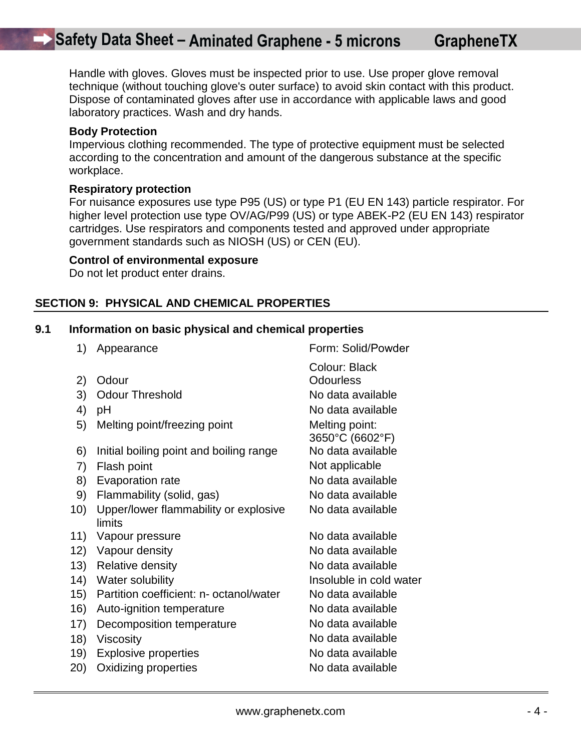Handle with gloves. Gloves must be inspected prior to use. Use proper glove removal technique (without touching glove's outer surface) to avoid skin contact with this product. Dispose of contaminated gloves after use in accordance with applicable laws and good laboratory practices. Wash and dry hands.

**Body Protection**
Impervious clothing recommended. The type of protective equipment must be selected according to the concentration and amount of the dangerous substance at the specific workplace.

**Respiratory protection**
For nuisance exposures use type P95 (US) or type P1 (EU EN 143) particle respirator. For higher level protection use type OV/AG/P99 (US) or type ABEK-P2 (EU EN 143) respirator cartridges. Use respirators and components tested and approved under appropriate government standards such as NIOSH (US) or CEN (EU).

**Control of environmental exposure**
Do not let product enter drains.

## SECTION 9: PHYSICAL AND CHEMICAL PROPERTIES

### 9.1 Information on basic physical and chemical properties

| | Property | Value |
|---|---|---|
| 1) | Appearance | Form: Solid/Powder<br>Colour: Black |
| 2) | Odour | Odourless |
| 3) | Odour Threshold | No data available |
| 4) | pH | No data available |
| 5) | Melting point/freezing point | Melting point: 3650°C (6602°F) |
| 6) | Initial boiling point and boiling range | No data available |
| 7) | Flash point | Not applicable |
| 8) | Evaporation rate | No data available |
| 9) | Flammability (solid, gas) | No data available |
| 10) | Upper/lower flammability or explosive limits | No data available |
| 11) | Vapour pressure | No data available |
| 12) | Vapour density | No data available |
| 13) | Relative density | No data available |
| 14) | Water solubility | Insoluble in cold water |
| 15) | Partition coefficient: n- octanol/water | No data available |
| 16) | Auto-ignition temperature | No data available |
| 17) | Decomposition temperature | No data available |
| 18) | Viscosity | No data available |
| 19) | Explosive properties | No data available |
| 20) | Oxidizing properties | No data available |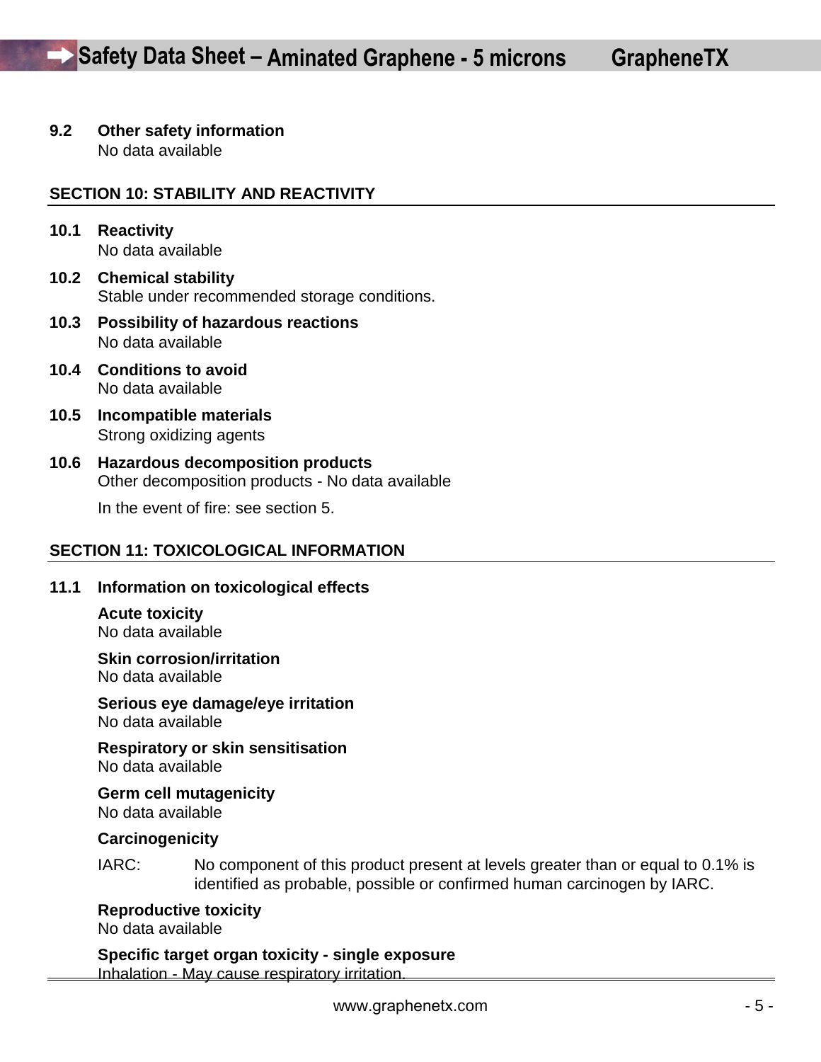### 9.2 Other safety information

No data available

## SECTION 10: STABILITY AND REACTIVITY

### 10.1 Reactivity

No data available

### 10.2 Chemical stability

Stable under recommended storage conditions.

### 10.3 Possibility of hazardous reactions

No data available

### 10.4 Conditions to avoid

No data available

### 10.5 Incompatible materials

Strong oxidizing agents

### 10.6 Hazardous decomposition products

Other decomposition products - No data available

In the event of fire: see section 5.

## SECTION 11: TOXICOLOGICAL INFORMATION

### 11.1 Information on toxicological effects

**Acute toxicity**

No data available

**Skin corrosion/irritation**

No data available

**Serious eye damage/eye irritation**

No data available

**Respiratory or skin sensitisation**

No data available

**Germ cell mutagenicity**

No data available

**Carcinogenicity**

IARC: No component of this product present at levels greater than or equal to 0.1% is identified as probable, possible or confirmed human carcinogen by IARC.

**Reproductive toxicity**

No data available

**Specific target organ toxicity - single exposure**

Inhalation - May cause respiratory irritation.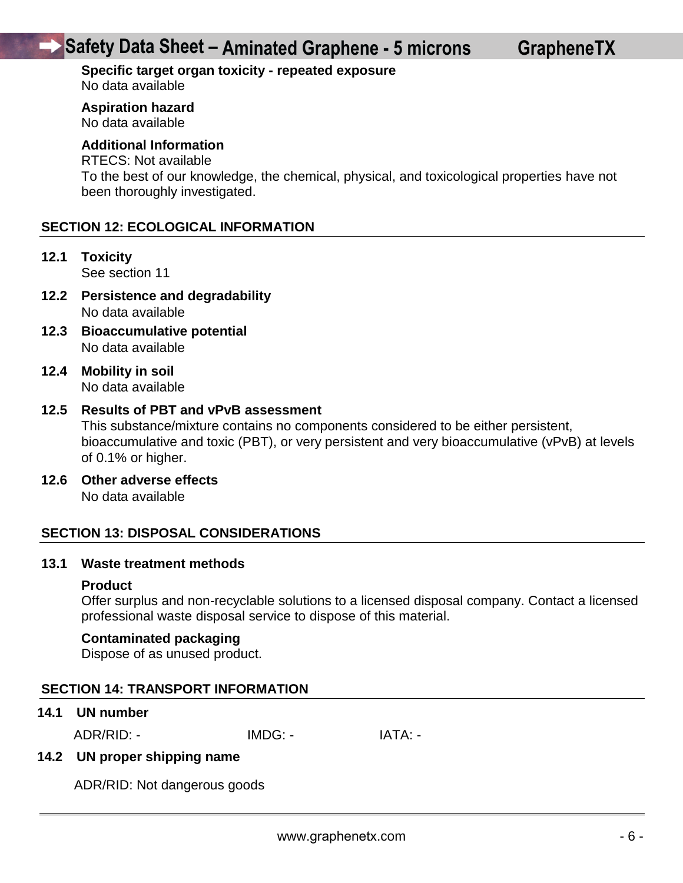**Specific target organ toxicity - repeated exposure**
No data available

**Aspiration hazard**
No data available

**Additional Information**
RTECS: Not available
To the best of our knowledge, the chemical, physical, and toxicological properties have not been thoroughly investigated.

## SECTION 12: ECOLOGICAL INFORMATION

**12.1 Toxicity**
See section 11

**12.2 Persistence and degradability**
No data available

**12.3 Bioaccumulative potential**
No data available

**12.4 Mobility in soil**
No data available

**12.5 Results of PBT and vPvB assessment**
This substance/mixture contains no components considered to be either persistent, bioaccumulative and toxic (PBT), or very persistent and very bioaccumulative (vPvB) at levels of 0.1% or higher.

**12.6 Other adverse effects**
No data available

## SECTION 13: DISPOSAL CONSIDERATIONS

**13.1 Waste treatment methods**

**Product**
Offer surplus and non-recyclable solutions to a licensed disposal company. Contact a licensed professional waste disposal service to dispose of this material.

**Contaminated packaging**
Dispose of as unused product.

## SECTION 14: TRANSPORT INFORMATION

**14.1 UN number**

ADR/RID: - IMDG: - IATA: -

**14.2 UN proper shipping name**

ADR/RID: Not dangerous goods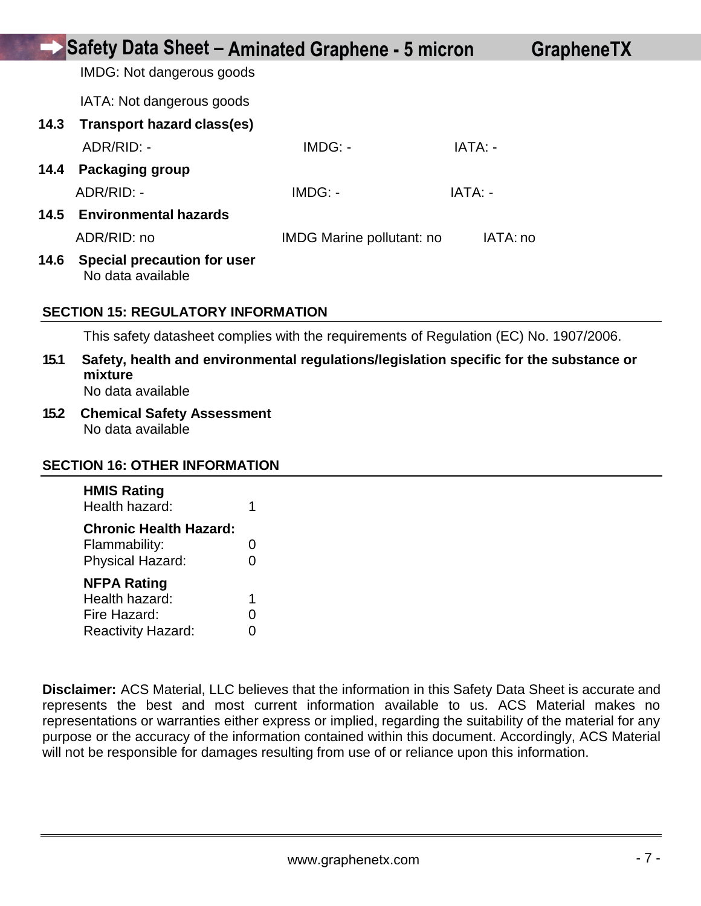IMDG: Not dangerous goods

IATA: Not dangerous goods

**14.3 Transport hazard class(es)**

ADR/RID: - IMDG: - IATA: -

**14.4 Packaging group**

ADR/RID: - IMDG: - IATA: -

**14.5 Environmental hazards**

ADR/RID: no IMDG Marine pollutant: no IATA: no

**14.6 Special precaution for user**

No data available

## SECTION 15: REGULATORY INFORMATION

This safety datasheet complies with the requirements of Regulation (EC) No. 1907/2006.

**15.1 Safety, health and environmental regulations/legislation specific for the substance or mixture**

No data available

**15.2 Chemical Safety Assessment**

No data available

## SECTION 16: OTHER INFORMATION

**HMIS Rating**

Health hazard: 1

**Chronic Health Hazard:**

Flammability: 0

Physical Hazard: 0

**NFPA Rating**

Health hazard: 1

Fire Hazard: 0

Reactivity Hazard: 0

**Disclaimer:** ACS Material, LLC believes that the information in this Safety Data Sheet is accurate and represents the best and most current information available to us. ACS Material makes no representations or warranties either express or implied, regarding the suitability of the material for any purpose or the accuracy of the information contained within this document. Accordingly, ACS Material will not be responsible for damages resulting from use of or reliance upon this information.